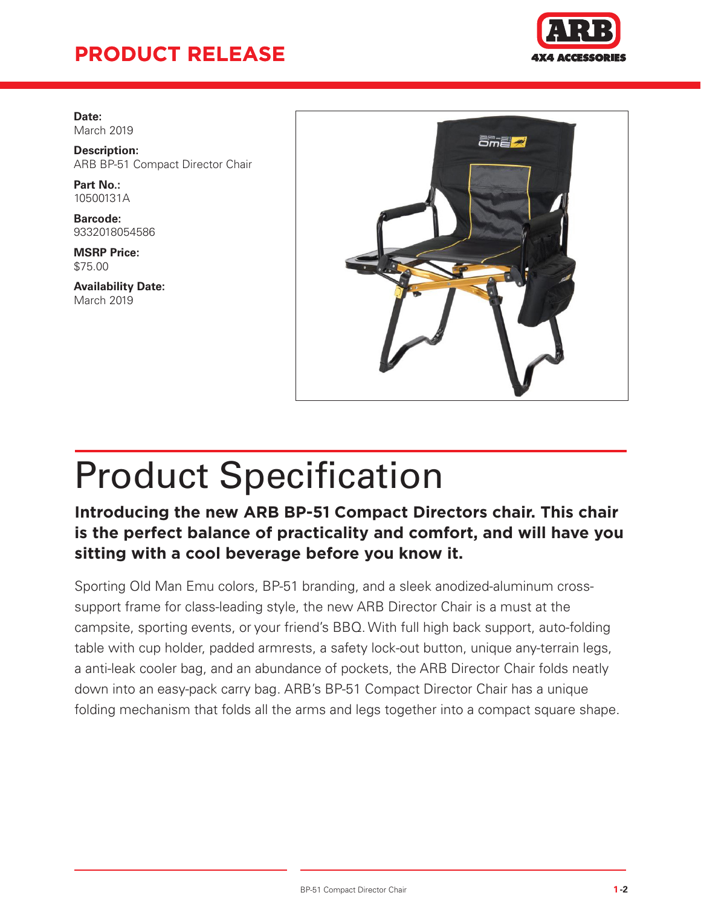# PRODUCT RELEASE

**Date:**
March 2019

**Description:**
ARB BP-51 Compact Director Chair

**Part No.:**
10500131A

**Barcode:**
9332018054586

**MSRP Price:**
$75.00

**Availability Date:**
March 2019

# Product Specification

**Introducing the new ARB BP-51 Compact Directors chair. This chair is the perfect balance of practicality and comfort, and will have you sitting with a cool beverage before you know it.**

Sporting Old Man Emu colors, BP-51 branding, and a sleek anodized-aluminum cross-support frame for class-leading style, the new ARB Director Chair is a must at the campsite, sporting events, or your friend's BBQ. With full high back support, auto-folding table with cup holder, padded armrests, a safety lock-out button, unique any-terrain legs, a anti-leak cooler bag, and an abundance of pockets, the ARB Director Chair folds neatly down into an easy-pack carry bag. ARB's BP-51 Compact Director Chair has a unique folding mechanism that folds all the arms and legs together into a compact square shape.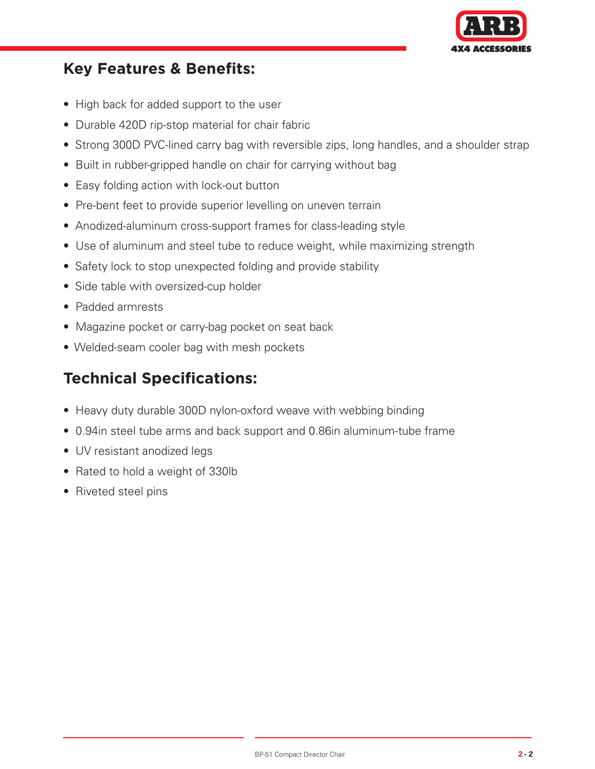## Key Features & Benefits:

- High back for added support to the user
- Durable 420D rip-stop material for chair fabric
- Strong 300D PVC-lined carry bag with reversible zips, long handles, and a shoulder strap
- Built in rubber-gripped handle on chair for carrying without bag
- Easy folding action with lock-out button
- Pre-bent feet to provide superior levelling on uneven terrain
- Anodized-aluminum cross-support frames for class-leading style
- Use of aluminum and steel tube to reduce weight, while maximizing strength
- Safety lock to stop unexpected folding and provide stability
- Side table with oversized-cup holder
- Padded armrests
- Magazine pocket or carry-bag pocket on seat back
- Welded-seam cooler bag with mesh pockets

## Technical Specifications:

- Heavy duty durable 300D nylon-oxford weave with webbing binding
- 0.94in steel tube arms and back support and 0.86in aluminum-tube frame
- UV resistant anodized legs
- Rated to hold a weight of 330lb
- Riveted steel pins